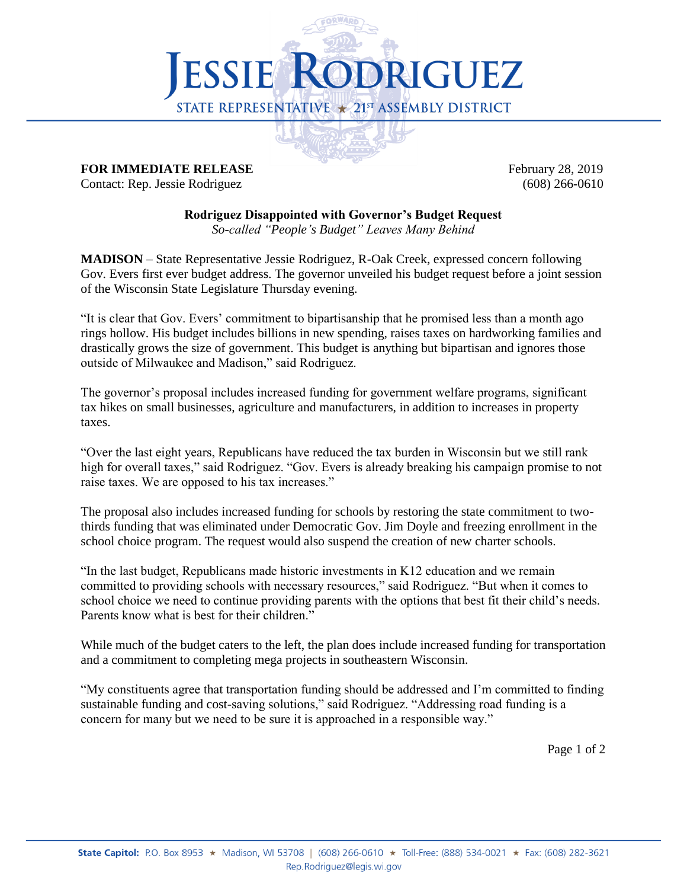# JESSIE RODRIGUEZ

STATE REPRESENTATIVE ★ 21ST ASSEMBLY DISTRICT

**FOR IMMEDIATE RELEASE**
Contact: Rep. Jessie Rodriguez

February 28, 2019
(608) 266-0610

**Rodriguez Disappointed with Governor's Budget Request**
*So-called "People's Budget" Leaves Many Behind*

**MADISON** – State Representative Jessie Rodriguez, R-Oak Creek, expressed concern following Gov. Evers first ever budget address. The governor unveiled his budget request before a joint session of the Wisconsin State Legislature Thursday evening.

"It is clear that Gov. Evers' commitment to bipartisanship that he promised less than a month ago rings hollow. His budget includes billions in new spending, raises taxes on hardworking families and drastically grows the size of government. This budget is anything but bipartisan and ignores those outside of Milwaukee and Madison," said Rodriguez.

The governor's proposal includes increased funding for government welfare programs, significant tax hikes on small businesses, agriculture and manufacturers, in addition to increases in property taxes.

"Over the last eight years, Republicans have reduced the tax burden in Wisconsin but we still rank high for overall taxes," said Rodriguez. "Gov. Evers is already breaking his campaign promise to not raise taxes. We are opposed to his tax increases."

The proposal also includes increased funding for schools by restoring the state commitment to two-thirds funding that was eliminated under Democratic Gov. Jim Doyle and freezing enrollment in the school choice program. The request would also suspend the creation of new charter schools.

"In the last budget, Republicans made historic investments in K12 education and we remain committed to providing schools with necessary resources," said Rodriguez. "But when it comes to school choice we need to continue providing parents with the options that best fit their child's needs. Parents know what is best for their children."

While much of the budget caters to the left, the plan does include increased funding for transportation and a commitment to completing mega projects in southeastern Wisconsin.

"My constituents agree that transportation funding should be addressed and I'm committed to finding sustainable funding and cost-saving solutions," said Rodriguez. "Addressing road funding is a concern for many but we need to be sure it is approached in a responsible way."

**State Capitol:** P.O. Box 8953 ★ Madison, WI 53708 | (608) 266-0610 ★ Toll-Free: (888) 534-0021 ★ Fax: (608) 282-3621
Rep.Rodriguez@legis.wi.gov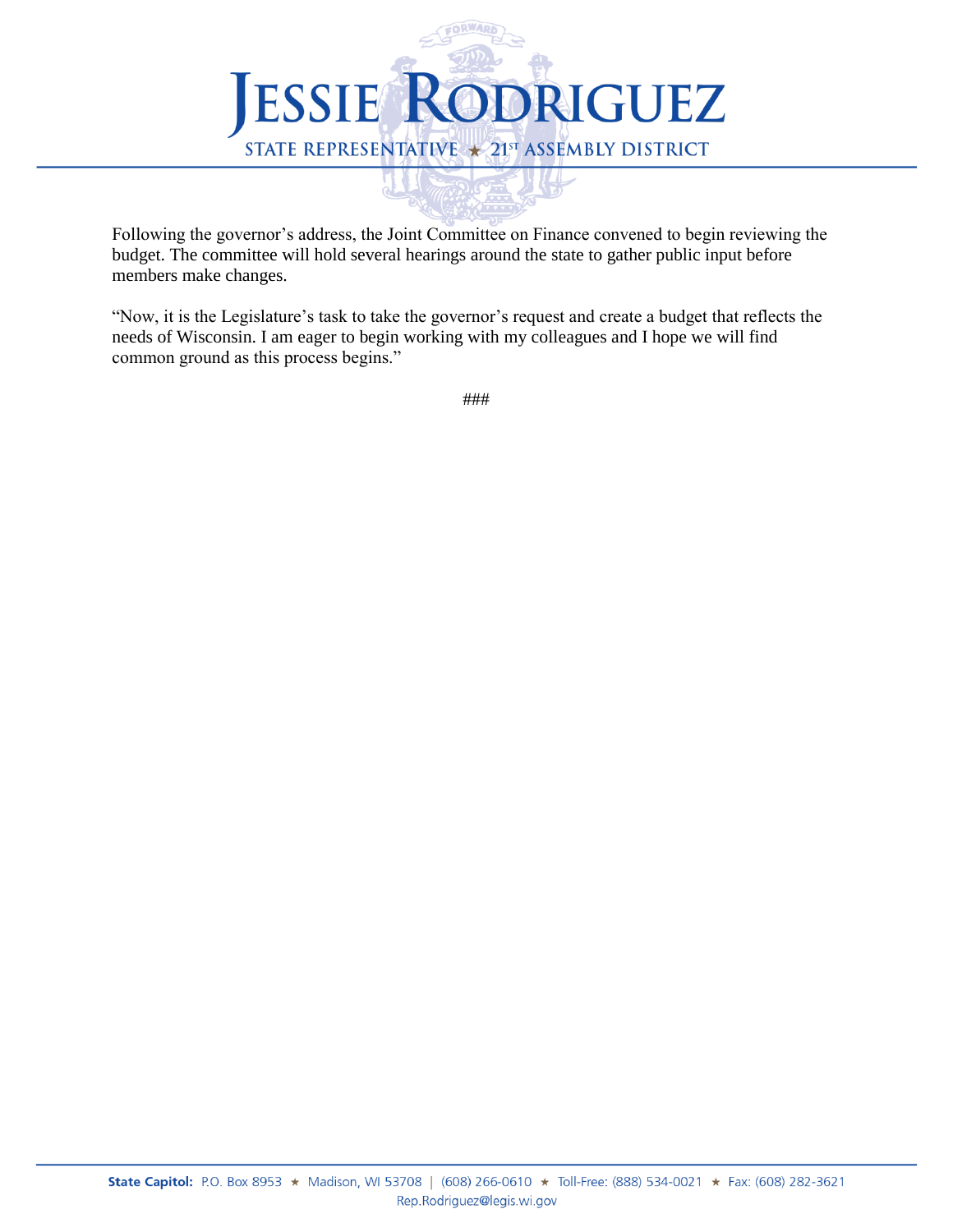Following the governor's address, the Joint Committee on Finance convened to begin reviewing the budget. The committee will hold several hearings around the state to gather public input before members make changes.

"Now, it is the Legislature's task to take the governor's request and create a budget that reflects the needs of Wisconsin. I am eager to begin working with my colleagues and I hope we will find common ground as this process begins."

###